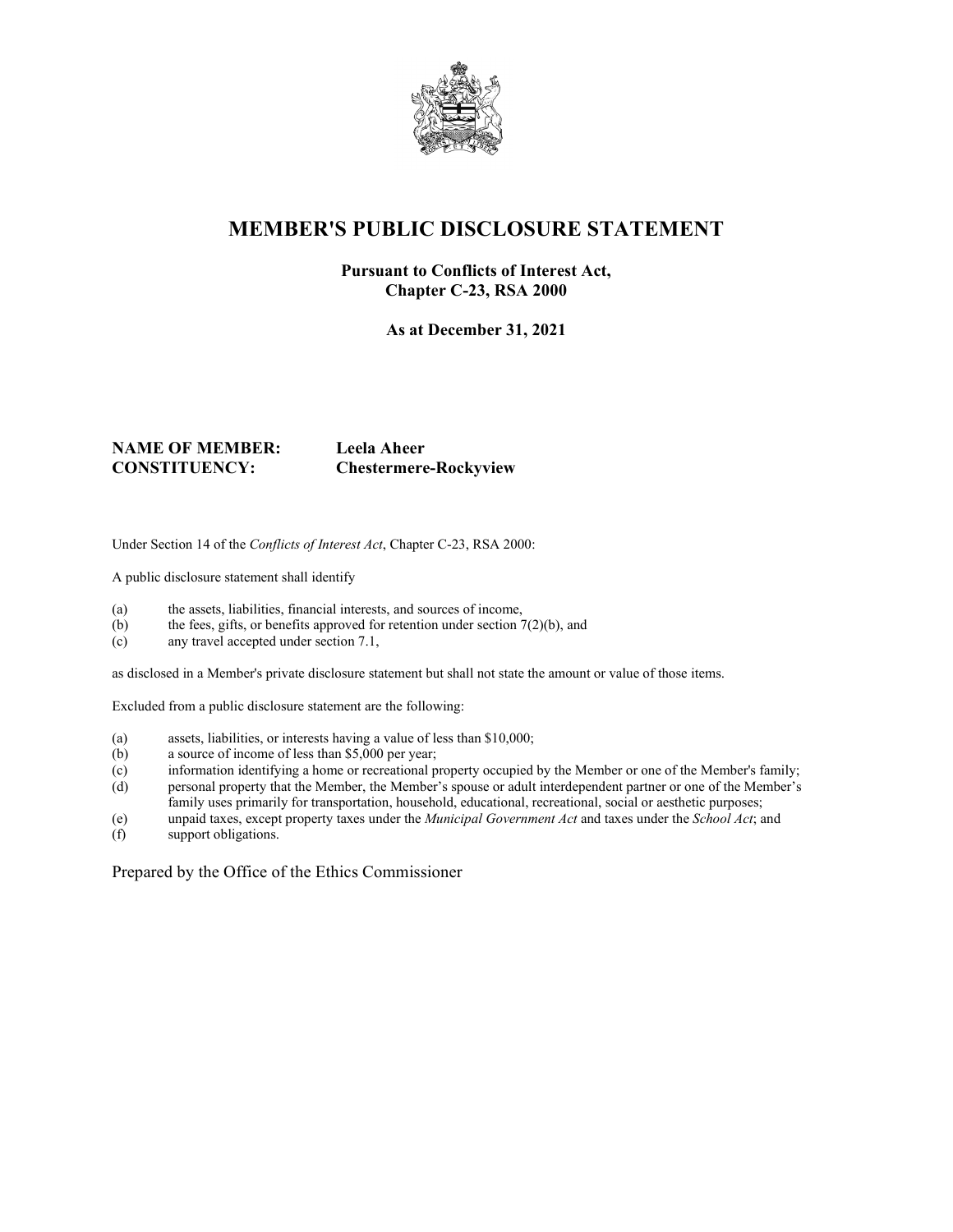# MEMBER'S PUBLIC DISCLOSURE STATEMENT

**Pursuant to Conflicts of Interest Act, Chapter C-23, RSA 2000**

**As at December 31, 2021**

**NAME OF MEMBER:** **Leela Aheer**
**CONSTITUENCY:** **Chestermere-Rockyview**

Under Section 14 of the *Conflicts of Interest Act*, Chapter C-23, RSA 2000:

A public disclosure statement shall identify

(a) the assets, liabilities, financial interests, and sources of income,
(b) the fees, gifts, or benefits approved for retention under section 7(2)(b), and
(c) any travel accepted under section 7.1,

as disclosed in a Member's private disclosure statement but shall not state the amount or value of those items.

Excluded from a public disclosure statement are the following:

(a) assets, liabilities, or interests having a value of less than $10,000;
(b) a source of income of less than $5,000 per year;
(c) information identifying a home or recreational property occupied by the Member or one of the Member's family;
(d) personal property that the Member, the Member's spouse or adult interdependent partner or one of the Member's family uses primarily for transportation, household, educational, recreational, social or aesthetic purposes;
(e) unpaid taxes, except property taxes under the *Municipal Government Act* and taxes under the *School Act*; and
(f) support obligations.

Prepared by the Office of the Ethics Commissioner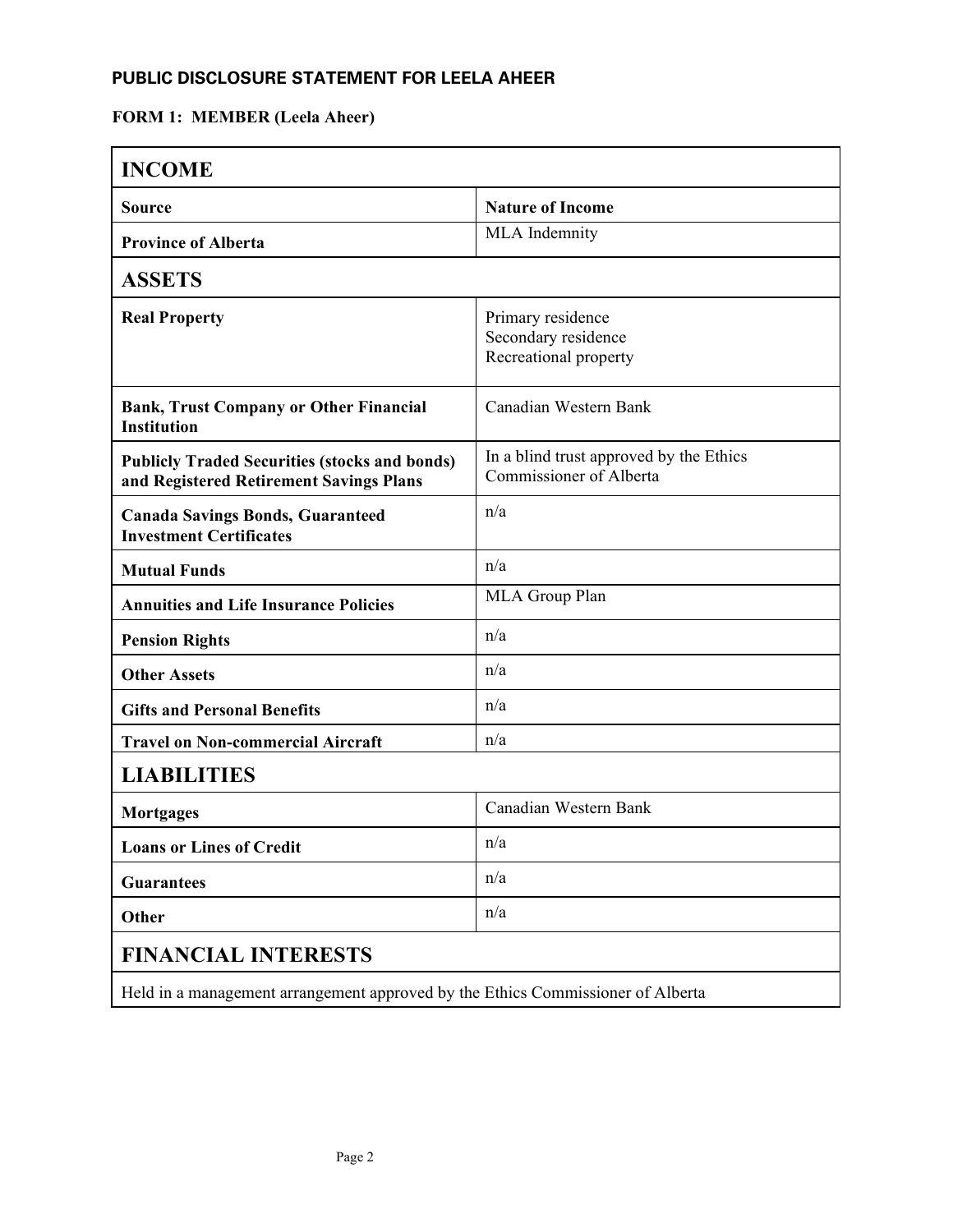## PUBLIC DISCLOSURE STATEMENT FOR LEELA AHEER

### FORM 1: MEMBER (Leela Aheer)

| INCOME | |
|---|---|
| **Source** | **Nature of Income** |
| **Province of Alberta** | MLA Indemnity |
| **ASSETS** | |
| **Real Property** | Primary residence<br>Secondary residence<br>Recreational property |
| **Bank, Trust Company or Other Financial Institution** | Canadian Western Bank |
| **Publicly Traded Securities (stocks and bonds) and Registered Retirement Savings Plans** | In a blind trust approved by the Ethics Commissioner of Alberta |
| **Canada Savings Bonds, Guaranteed Investment Certificates** | n/a |
| **Mutual Funds** | n/a |
| **Annuities and Life Insurance Policies** | MLA Group Plan |
| **Pension Rights** | n/a |
| **Other Assets** | n/a |
| **Gifts and Personal Benefits** | n/a |
| **Travel on Non-commercial Aircraft** | n/a |
| **LIABILITIES** | |
| **Mortgages** | Canadian Western Bank |
| **Loans or Lines of Credit** | n/a |
| **Guarantees** | n/a |
| **Other** | n/a |
| **FINANCIAL INTERESTS** | |
| Held in a management arrangement approved by the Ethics Commissioner of Alberta | |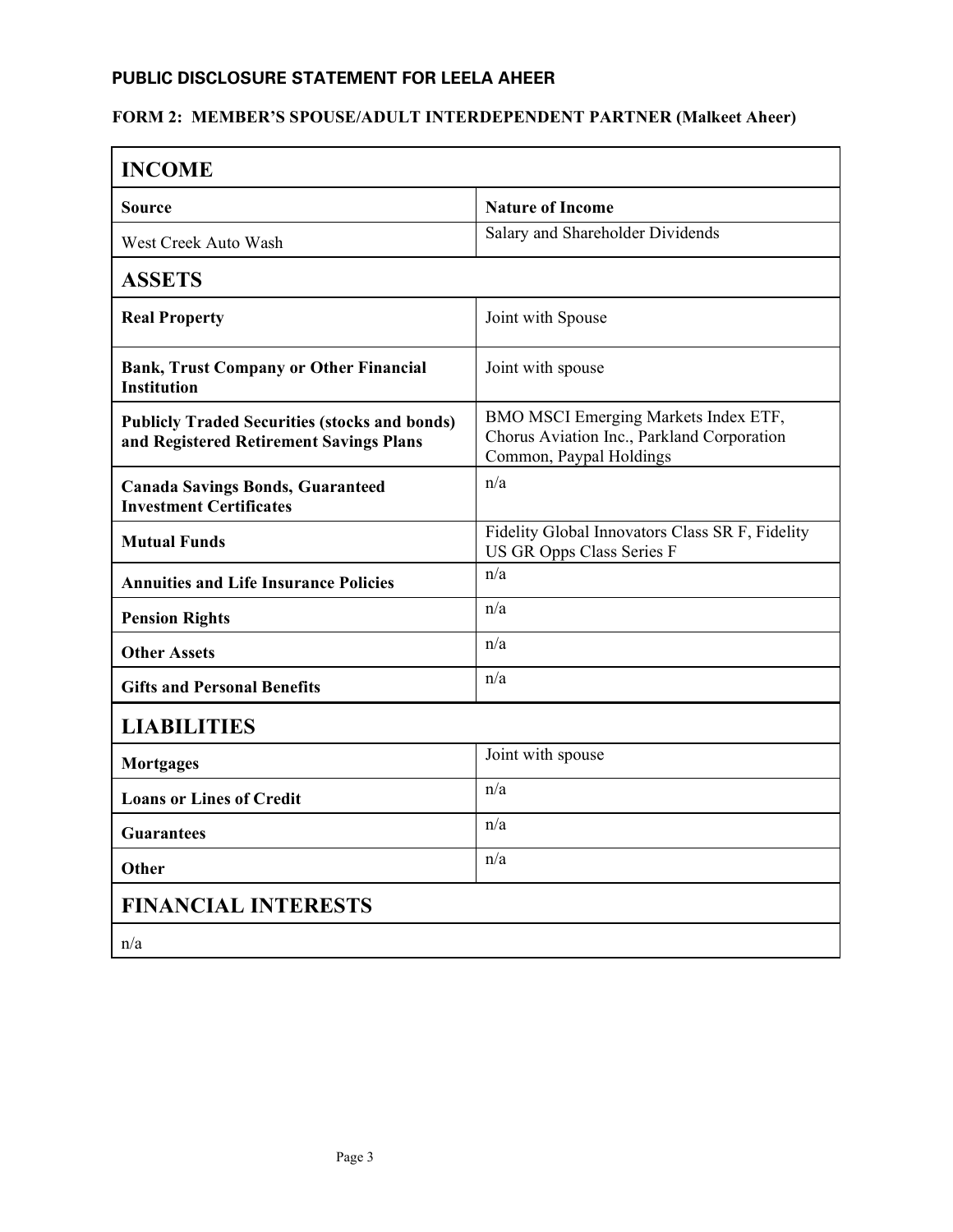## PUBLIC DISCLOSURE STATEMENT FOR LEELA AHEER

### FORM 2: MEMBER'S SPOUSE/ADULT INTERDEPENDENT PARTNER (Malkeet Aheer)

| **INCOME** | |
|---|---|
| **Source** | **Nature of Income** |
| West Creek Auto Wash | Salary and Shareholder Dividends |
| **ASSETS** | |
| **Real Property** | Joint with Spouse |
| **Bank, Trust Company or Other Financial Institution** | Joint with spouse |
| **Publicly Traded Securities (stocks and bonds) and Registered Retirement Savings Plans** | BMO MSCI Emerging Markets Index ETF, Chorus Aviation Inc., Parkland Corporation Common, Paypal Holdings |
| **Canada Savings Bonds, Guaranteed Investment Certificates** | n/a |
| **Mutual Funds** | Fidelity Global Innovators Class SR F, Fidelity US GR Opps Class Series F |
| **Annuities and Life Insurance Policies** | n/a |
| **Pension Rights** | n/a |
| **Other Assets** | n/a |
| **Gifts and Personal Benefits** | n/a |
| **LIABILITIES** | |
| **Mortgages** | Joint with spouse |
| **Loans or Lines of Credit** | n/a |
| **Guarantees** | n/a |
| **Other** | n/a |
| **FINANCIAL INTERESTS** | |
| n/a | |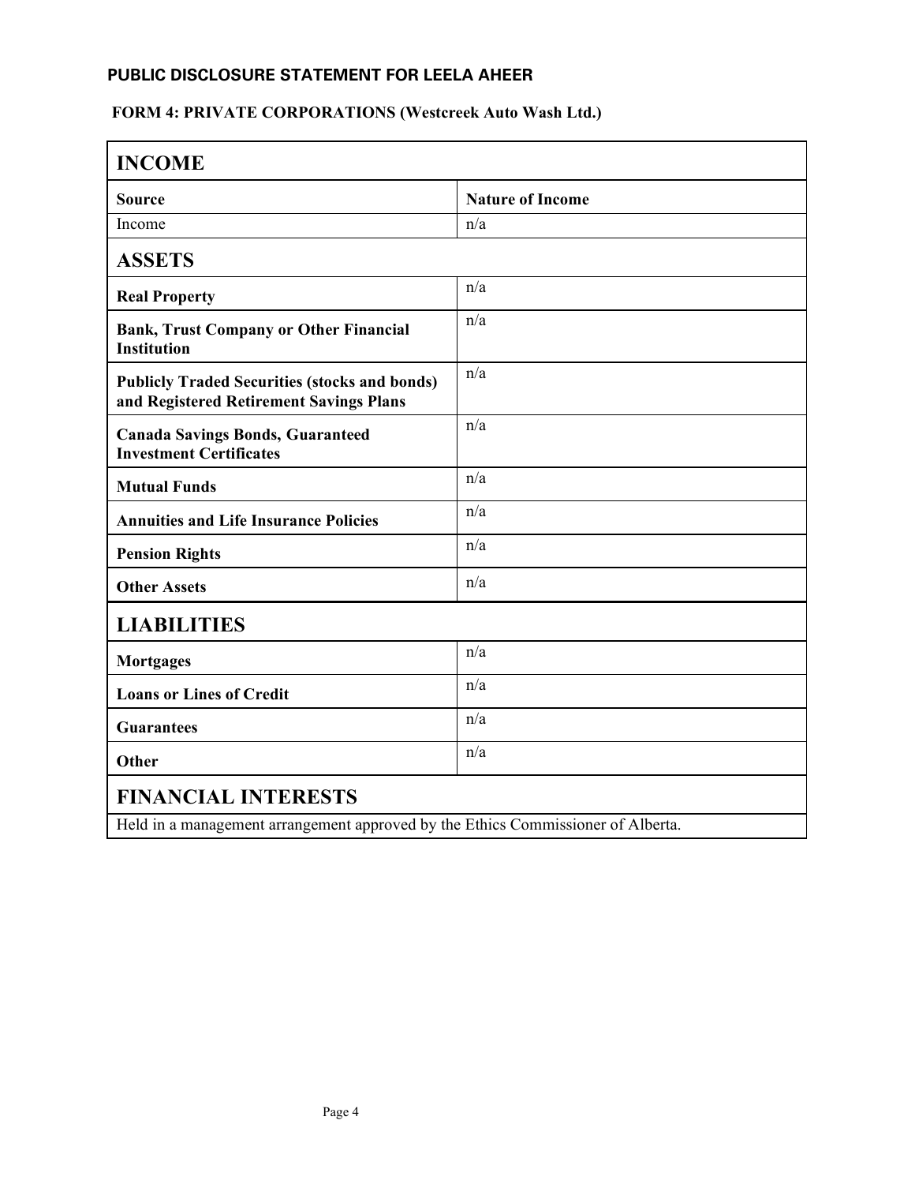**PUBLIC DISCLOSURE STATEMENT FOR LEELA AHEER**

**FORM 4: PRIVATE CORPORATIONS (Westcreek Auto Wash Ltd.)**

| **INCOME** | |
|---|---|
| **Source** | **Nature of Income** |
| Income | n/a |
| **ASSETS** | |
| **Real Property** | n/a |
| **Bank, Trust Company or Other Financial Institution** | n/a |
| **Publicly Traded Securities (stocks and bonds) and Registered Retirement Savings Plans** | n/a |
| **Canada Savings Bonds, Guaranteed Investment Certificates** | n/a |
| **Mutual Funds** | n/a |
| **Annuities and Life Insurance Policies** | n/a |
| **Pension Rights** | n/a |
| **Other Assets** | n/a |
| **LIABILITIES** | |
| **Mortgages** | n/a |
| **Loans or Lines of Credit** | n/a |
| **Guarantees** | n/a |
| **Other** | n/a |
| **FINANCIAL INTERESTS** | |
| Held in a management arrangement approved by the Ethics Commissioner of Alberta. | |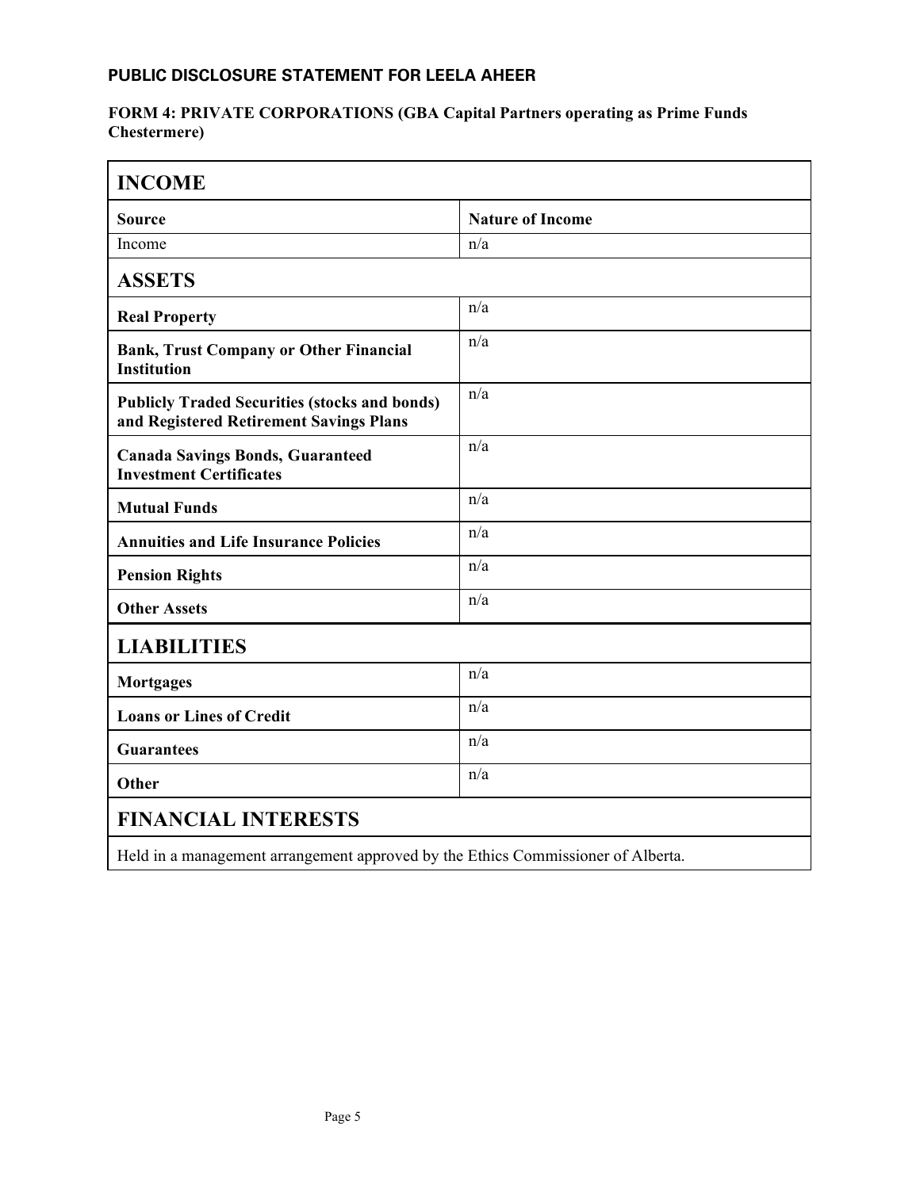## PUBLIC DISCLOSURE STATEMENT FOR LEELA AHEER

### FORM 4: PRIVATE CORPORATIONS (GBA Capital Partners operating as Prime Funds Chestermere)

| **INCOME** | |
|---|---|
| **Source** | **Nature of Income** |
| Income | n/a |
| **ASSETS** | |
| **Real Property** | n/a |
| **Bank, Trust Company or Other Financial Institution** | n/a |
| **Publicly Traded Securities (stocks and bonds) and Registered Retirement Savings Plans** | n/a |
| **Canada Savings Bonds, Guaranteed Investment Certificates** | n/a |
| **Mutual Funds** | n/a |
| **Annuities and Life Insurance Policies** | n/a |
| **Pension Rights** | n/a |
| **Other Assets** | n/a |
| **LIABILITIES** | |
| **Mortgages** | n/a |
| **Loans or Lines of Credit** | n/a |
| **Guarantees** | n/a |
| **Other** | n/a |
| **FINANCIAL INTERESTS** | |
| Held in a management arrangement approved by the Ethics Commissioner of Alberta. | |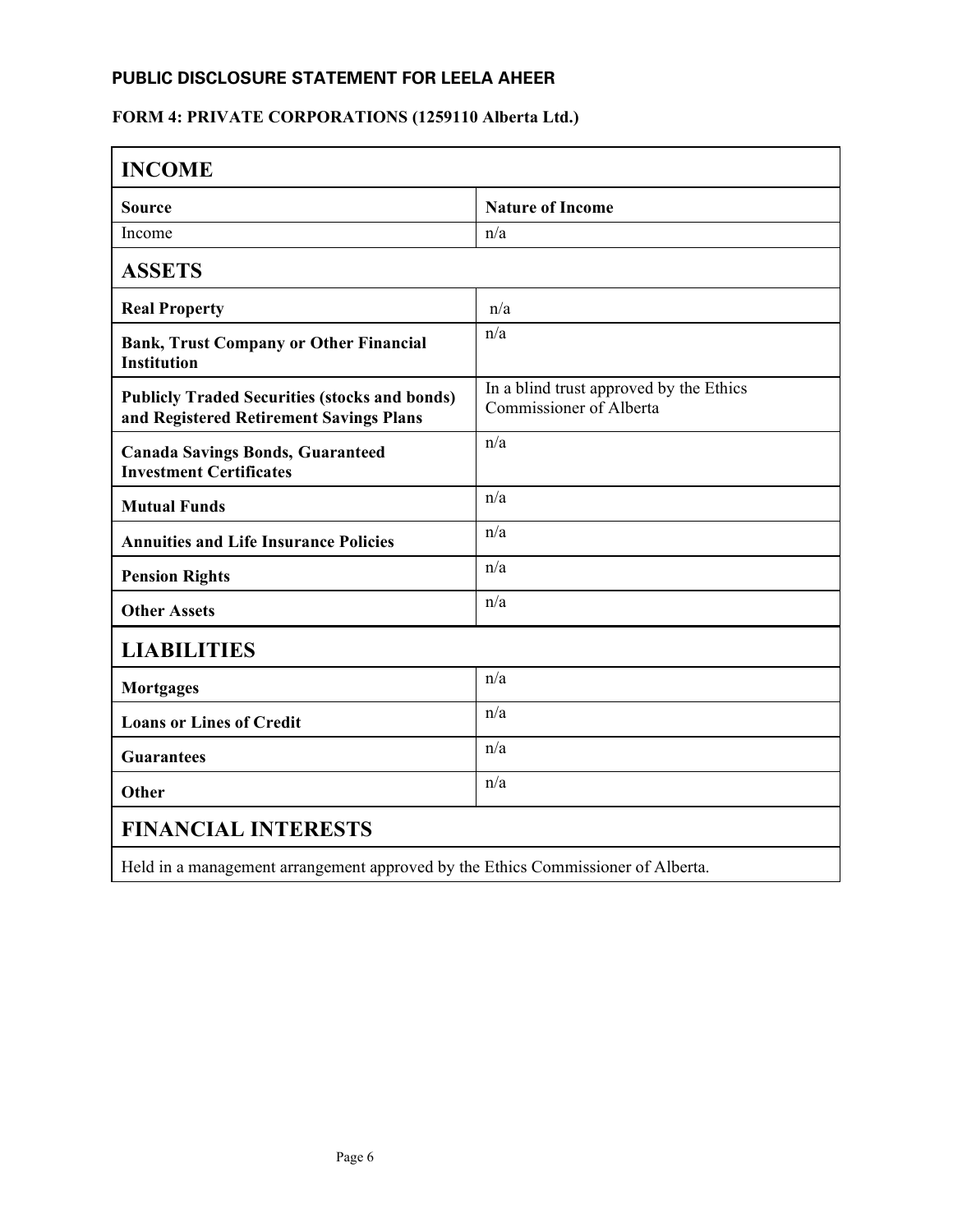**PUBLIC DISCLOSURE STATEMENT FOR LEELA AHEER**

**FORM 4: PRIVATE CORPORATIONS (1259110 Alberta Ltd.)**

## INCOME

| Source | Nature of Income |
|---|---|
| Income | n/a |

## ASSETS

| | |
|---|---|
| **Real Property** | n/a |
| **Bank, Trust Company or Other Financial Institution** | n/a |
| **Publicly Traded Securities (stocks and bonds) and Registered Retirement Savings Plans** | In a blind trust approved by the Ethics Commissioner of Alberta |
| **Canada Savings Bonds, Guaranteed Investment Certificates** | n/a |
| **Mutual Funds** | n/a |
| **Annuities and Life Insurance Policies** | n/a |
| **Pension Rights** | n/a |
| **Other Assets** | n/a |

## LIABILITIES

| | |
|---|---|
| **Mortgages** | n/a |
| **Loans or Lines of Credit** | n/a |
| **Guarantees** | n/a |
| **Other** | n/a |

## FINANCIAL INTERESTS

Held in a management arrangement approved by the Ethics Commissioner of Alberta.